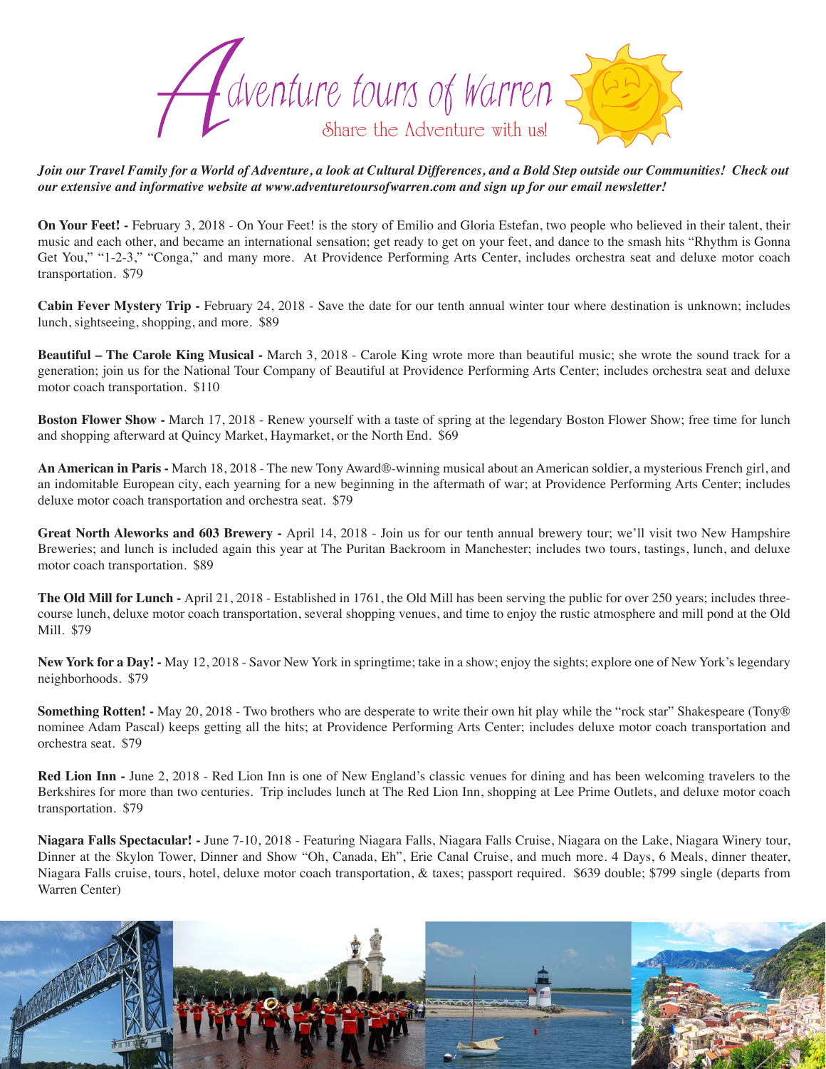# Adventure tours of Warren

Share the Adventure with us!

***Join our Travel Family for a World of Adventure, a look at Cultural Differences, and a Bold Step outside our Communities! Check out our extensive and informative website at www.adventuretoursofwarren.com and sign up for our email newsletter!***

**On Your Feet! -** February 3, 2018 - On Your Feet! is the story of Emilio and Gloria Estefan, two people who believed in their talent, their music and each other, and became an international sensation; get ready to get on your feet, and dance to the smash hits "Rhythm is Gonna Get You," "1-2-3," "Conga," and many more. At Providence Performing Arts Center, includes orchestra seat and deluxe motor coach transportation. $79

**Cabin Fever Mystery Trip -** February 24, 2018 - Save the date for our tenth annual winter tour where destination is unknown; includes lunch, sightseeing, shopping, and more. $89

**Beautiful – The Carole King Musical -** March 3, 2018 - Carole King wrote more than beautiful music; she wrote the sound track for a generation; join us for the National Tour Company of Beautiful at Providence Performing Arts Center; includes orchestra seat and deluxe motor coach transportation. $110

**Boston Flower Show -** March 17, 2018 - Renew yourself with a taste of spring at the legendary Boston Flower Show; free time for lunch and shopping afterward at Quincy Market, Haymarket, or the North End. $69

**An American in Paris -** March 18, 2018 - The new Tony Award®-winning musical about an American soldier, a mysterious French girl, and an indomitable European city, each yearning for a new beginning in the aftermath of war; at Providence Performing Arts Center; includes deluxe motor coach transportation and orchestra seat. $79

**Great North Aleworks and 603 Brewery -** April 14, 2018 - Join us for our tenth annual brewery tour; we'll visit two New Hampshire Breweries; and lunch is included again this year at The Puritan Backroom in Manchester; includes two tours, tastings, lunch, and deluxe motor coach transportation. $89

**The Old Mill for Lunch -** April 21, 2018 - Established in 1761, the Old Mill has been serving the public for over 250 years; includes three-course lunch, deluxe motor coach transportation, several shopping venues, and time to enjoy the rustic atmosphere and mill pond at the Old Mill. $79

**New York for a Day! -** May 12, 2018 - Savor New York in springtime; take in a show; enjoy the sights; explore one of New York's legendary neighborhoods. $79

**Something Rotten! -** May 20, 2018 - Two brothers who are desperate to write their own hit play while the "rock star" Shakespeare (Tony® nominee Adam Pascal) keeps getting all the hits; at Providence Performing Arts Center; includes deluxe motor coach transportation and orchestra seat. $79

**Red Lion Inn -** June 2, 2018 - Red Lion Inn is one of New England's classic venues for dining and has been welcoming travelers to the Berkshires for more than two centuries. Trip includes lunch at The Red Lion Inn, shopping at Lee Prime Outlets, and deluxe motor coach transportation. $79

**Niagara Falls Spectacular! -** June 7-10, 2018 - Featuring Niagara Falls, Niagara Falls Cruise, Niagara on the Lake, Niagara Winery tour, Dinner at the Skylon Tower, Dinner and Show "Oh, Canada, Eh", Erie Canal Cruise, and much more. 4 Days, 6 Meals, dinner theater, Niagara Falls cruise, tours, hotel, deluxe motor coach transportation, & taxes; passport required. $639 double; $799 single (departs from Warren Center)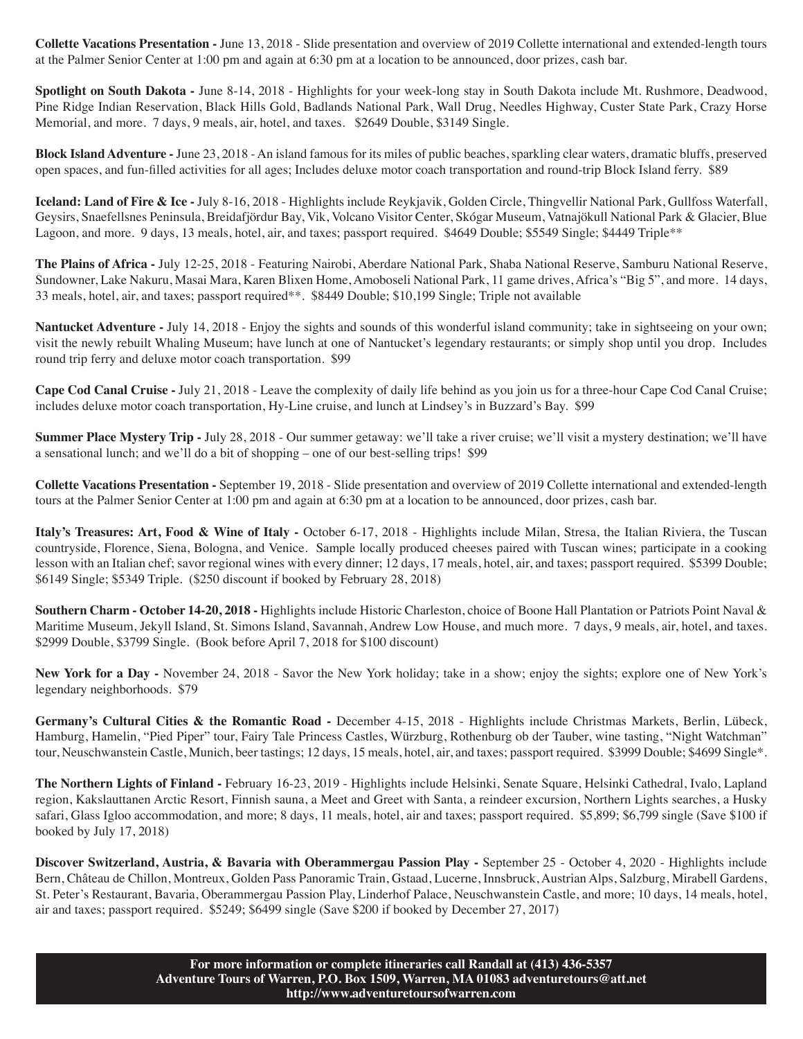**Collette Vacations Presentation -** June 13, 2018 - Slide presentation and overview of 2019 Collette international and extended-length tours at the Palmer Senior Center at 1:00 pm and again at 6:30 pm at a location to be announced, door prizes, cash bar.

**Spotlight on South Dakota -** June 8-14, 2018 - Highlights for your week-long stay in South Dakota include Mt. Rushmore, Deadwood, Pine Ridge Indian Reservation, Black Hills Gold, Badlands National Park, Wall Drug, Needles Highway, Custer State Park, Crazy Horse Memorial, and more. 7 days, 9 meals, air, hotel, and taxes. $2649 Double, $3149 Single.

**Block Island Adventure -** June 23, 2018 - An island famous for its miles of public beaches, sparkling clear waters, dramatic bluffs, preserved open spaces, and fun-filled activities for all ages; Includes deluxe motor coach transportation and round-trip Block Island ferry. $89

**Iceland: Land of Fire & Ice -** July 8-16, 2018 - Highlights include Reykjavik, Golden Circle, Thingvellir National Park, Gullfoss Waterfall, Geysirs, Snaefellsnes Peninsula, Breidafjördur Bay, Vik, Volcano Visitor Center, Skógar Museum, Vatnajökull National Park & Glacier, Blue Lagoon, and more. 9 days, 13 meals, hotel, air, and taxes; passport required. $4649 Double; $5549 Single; $4449 Triple**

**The Plains of Africa -** July 12-25, 2018 - Featuring Nairobi, Aberdare National Park, Shaba National Reserve, Samburu National Reserve, Sundowner, Lake Nakuru, Masai Mara, Karen Blixen Home, Amoboseli National Park, 11 game drives, Africa's "Big 5", and more. 14 days, 33 meals, hotel, air, and taxes; passport required**. $8449 Double; $10,199 Single; Triple not available

**Nantucket Adventure -** July 14, 2018 - Enjoy the sights and sounds of this wonderful island community; take in sightseeing on your own; visit the newly rebuilt Whaling Museum; have lunch at one of Nantucket's legendary restaurants; or simply shop until you drop. Includes round trip ferry and deluxe motor coach transportation. $99

**Cape Cod Canal Cruise -** July 21, 2018 - Leave the complexity of daily life behind as you join us for a three-hour Cape Cod Canal Cruise; includes deluxe motor coach transportation, Hy-Line cruise, and lunch at Lindsey's in Buzzard's Bay. $99

**Summer Place Mystery Trip -** July 28, 2018 - Our summer getaway: we'll take a river cruise; we'll visit a mystery destination; we'll have a sensational lunch; and we'll do a bit of shopping – one of our best-selling trips! $99

**Collette Vacations Presentation -** September 19, 2018 - Slide presentation and overview of 2019 Collette international and extended-length tours at the Palmer Senior Center at 1:00 pm and again at 6:30 pm at a location to be announced, door prizes, cash bar.

**Italy's Treasures: Art, Food & Wine of Italy -** October 6-17, 2018 - Highlights include Milan, Stresa, the Italian Riviera, the Tuscan countryside, Florence, Siena, Bologna, and Venice. Sample locally produced cheeses paired with Tuscan wines; participate in a cooking lesson with an Italian chef; savor regional wines with every dinner; 12 days, 17 meals, hotel, air, and taxes; passport required. $5399 Double; $6149 Single; $5349 Triple. ($250 discount if booked by February 28, 2018)

**Southern Charm - October 14-20, 2018 -** Highlights include Historic Charleston, choice of Boone Hall Plantation or Patriots Point Naval & Maritime Museum, Jekyll Island, St. Simons Island, Savannah, Andrew Low House, and much more. 7 days, 9 meals, air, hotel, and taxes. $2999 Double, $3799 Single. (Book before April 7, 2018 for $100 discount)

**New York for a Day -** November 24, 2018 - Savor the New York holiday; take in a show; enjoy the sights; explore one of New York's legendary neighborhoods. $79

**Germany's Cultural Cities & the Romantic Road -** December 4-15, 2018 - Highlights include Christmas Markets, Berlin, Lübeck, Hamburg, Hamelin, "Pied Piper" tour, Fairy Tale Princess Castles, Würzburg, Rothenburg ob der Tauber, wine tasting, "Night Watchman" tour, Neuschwanstein Castle, Munich, beer tastings; 12 days, 15 meals, hotel, air, and taxes; passport required. $3999 Double; $4699 Single*.

**The Northern Lights of Finland -** February 16-23, 2019 - Highlights include Helsinki, Senate Square, Helsinki Cathedral, Ivalo, Lapland region, Kakslauttanen Arctic Resort, Finnish sauna, a Meet and Greet with Santa, a reindeer excursion, Northern Lights searches, a Husky safari, Glass Igloo accommodation, and more; 8 days, 11 meals, hotel, air and taxes; passport required. $5,899; $6,799 single (Save $100 if booked by July 17, 2018)

**Discover Switzerland, Austria, & Bavaria with Oberammergau Passion Play -** September 25 - October 4, 2020 - Highlights include Bern, Château de Chillon, Montreux, Golden Pass Panoramic Train, Gstaad, Lucerne, Innsbruck, Austrian Alps, Salzburg, Mirabell Gardens, St. Peter's Restaurant, Bavaria, Oberammergau Passion Play, Linderhof Palace, Neuschwanstein Castle, and more; 10 days, 14 meals, hotel, air and taxes; passport required. $5249; $6499 single (Save $200 if booked by December 27, 2017)

**For more information or complete itineraries call Randall at (413) 436-5357**
**Adventure Tours of Warren, P.O. Box 1509, Warren, MA 01083 adventuretours@att.net**
**http://www.adventuretoursofwarren.com**